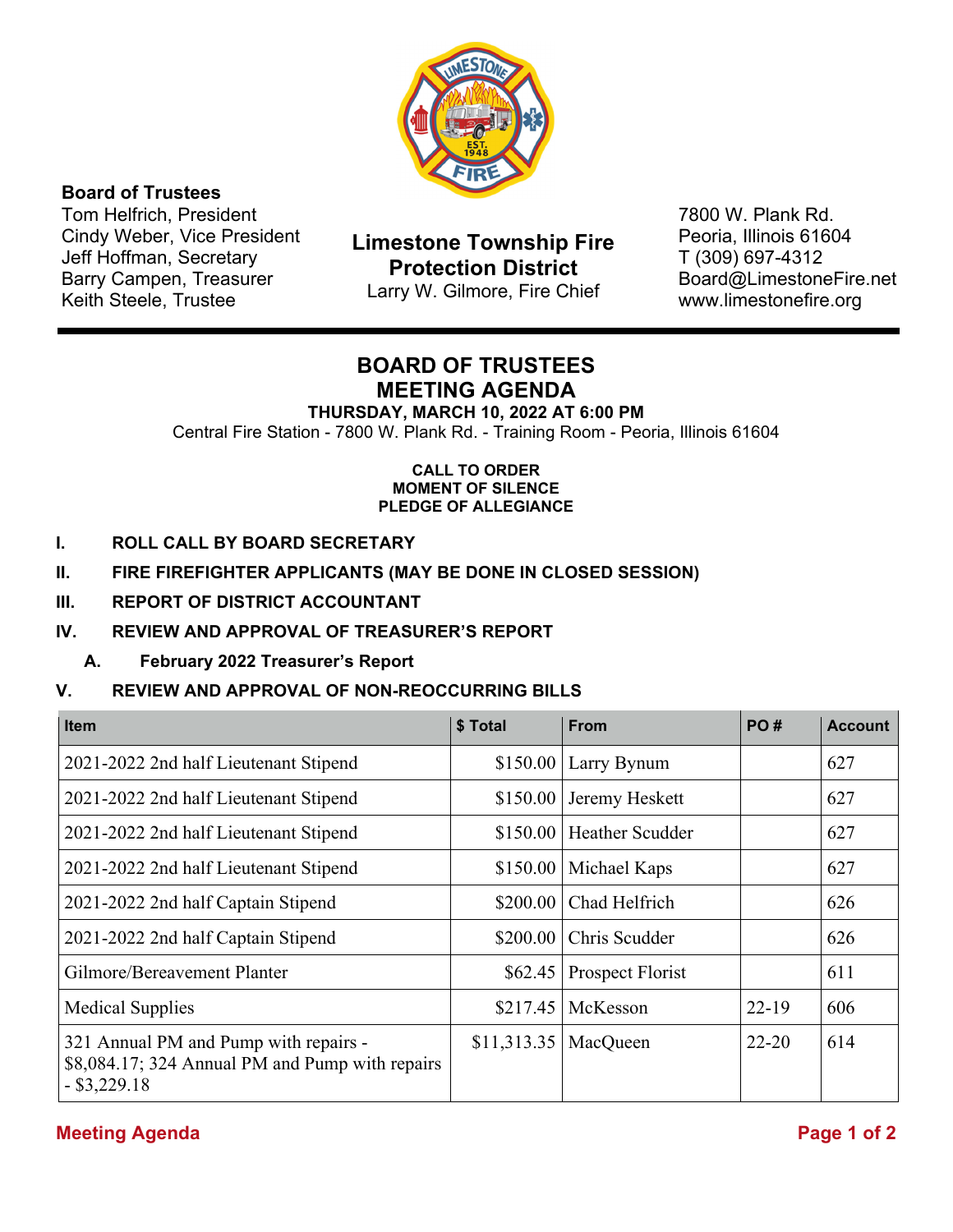**Board of Trustees**
Tom Helfrich, President
Cindy Weber, Vice President
Jeff Hoffman, Secretary
Barry Campen, Treasurer
Keith Steele, Trustee

**Limestone Township Fire Protection District**
Larry W. Gilmore, Fire Chief

7800 W. Plank Rd.
Peoria, Illinois 61604
T (309) 697-4312
Board@LimestoneFire.net
www.limestonefire.org

# BOARD OF TRUSTEES MEETING AGENDA

**THURSDAY, MARCH 10, 2022 AT 6:00 PM**

Central Fire Station - 7800 W. Plank Rd. - Training Room - Peoria, Illinois 61604

**CALL TO ORDER**
**MOMENT OF SILENCE**
**PLEDGE OF ALLEGIANCE**

**I. ROLL CALL BY BOARD SECRETARY**

**II. FIRE FIREFIGHTER APPLICANTS (MAY BE DONE IN CLOSED SESSION)**

**III. REPORT OF DISTRICT ACCOUNTANT**

**IV. REVIEW AND APPROVAL OF TREASURER'S REPORT**

**A. February 2022 Treasurer's Report**

**V. REVIEW AND APPROVAL OF NON-REOCCURRING BILLS**

| Item | $ Total | From | PO # | Account |
|---|---|---|---|---|
| 2021-2022 2nd half Lieutenant Stipend | $150.00 | Larry Bynum | | 627 |
| 2021-2022 2nd half Lieutenant Stipend | $150.00 | Jeremy Heskett | | 627 |
| 2021-2022 2nd half Lieutenant Stipend | $150.00 | Heather Scudder | | 627 |
| 2021-2022 2nd half Lieutenant Stipend | $150.00 | Michael Kaps | | 627 |
| 2021-2022 2nd half Captain Stipend | $200.00 | Chad Helfrich | | 626 |
| 2021-2022 2nd half Captain Stipend | $200.00 | Chris Scudder | | 626 |
| Gilmore/Bereavement Planter | $62.45 | Prospect Florist | | 611 |
| Medical Supplies | $217.45 | McKesson | 22-19 | 606 |
| 321 Annual PM and Pump with repairs - $8,084.17; 324 Annual PM and Pump with repairs - $3,229.18 | $11,313.35 | MacQueen | 22-20 | 614 |

**Meeting Agenda**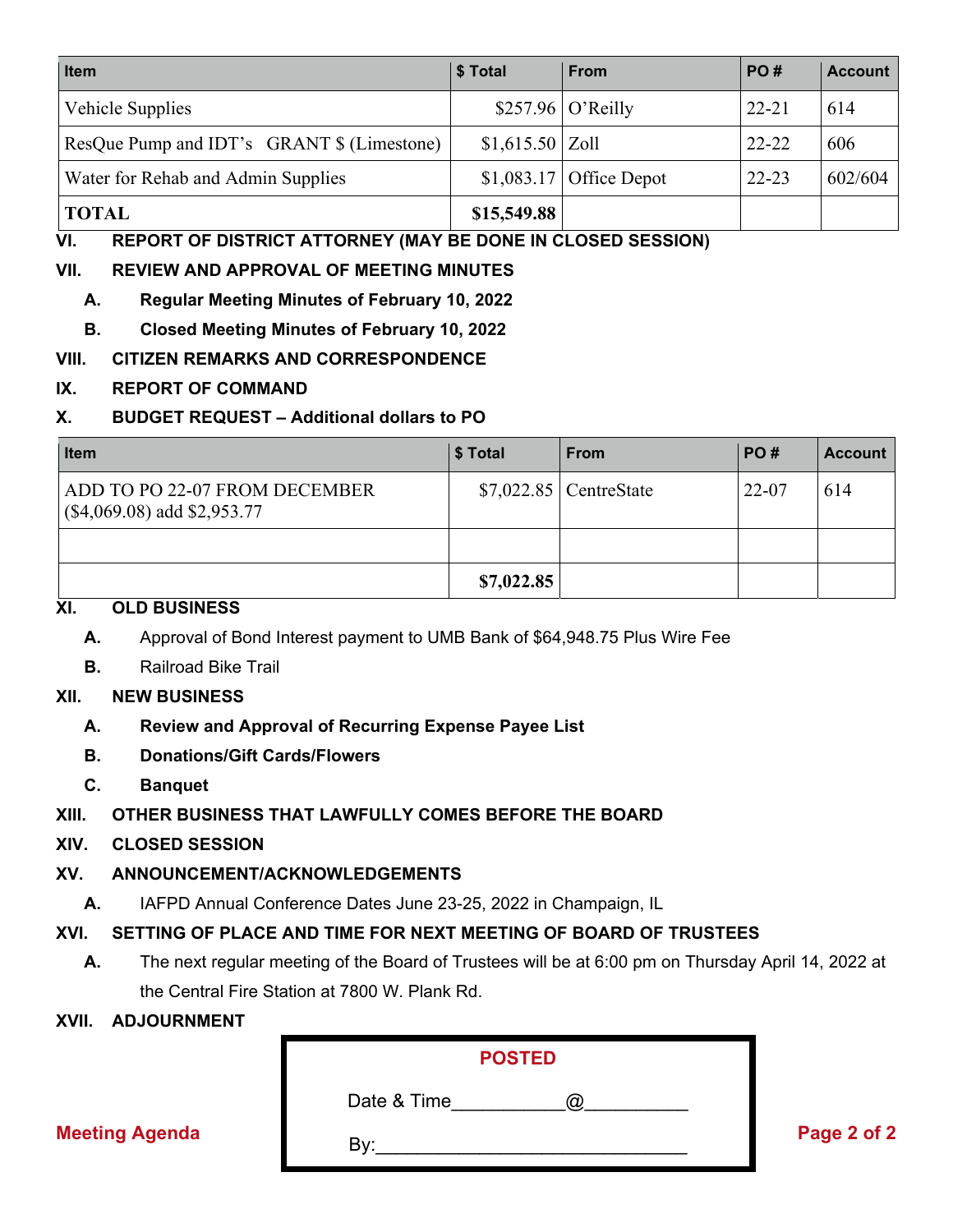| Item | $ Total | From | PO # | Account |
|---|---|---|---|---|
| Vehicle Supplies | $257.96 | O'Reilly | 22-21 | 614 |
| ResQue Pump and IDT's GRANT $ (Limestone) | $1,615.50 | Zoll | 22-22 | 606 |
| Water for Rehab and Admin Supplies | $1,083.17 | Office Depot | 22-23 | 602/604 |
| **TOTAL** | **$15,549.88** | | | |

**VI. REPORT OF DISTRICT ATTORNEY (MAY BE DONE IN CLOSED SESSION)**

**VII. REVIEW AND APPROVAL OF MEETING MINUTES**

- **A. Regular Meeting Minutes of February 10, 2022**
- **B. Closed Meeting Minutes of February 10, 2022**

**VIII. CITIZEN REMARKS AND CORRESPONDENCE**

**IX. REPORT OF COMMAND**

**X. BUDGET REQUEST – Additional dollars to PO**

| Item | $ Total | From | PO # | Account |
|---|---|---|---|---|
| ADD TO PO 22-07 FROM DECEMBER ($4,069.08) add $2,953.77 | $7,022.85 | CentreState | 22-07 | 614 |
| | | | | |
| | **$7,022.85** | | | |

**XI. OLD BUSINESS**

- **A.** Approval of Bond Interest payment to UMB Bank of $64,948.75 Plus Wire Fee
- **B.** Railroad Bike Trail

**XII. NEW BUSINESS**

- **A. Review and Approval of Recurring Expense Payee List**
- **B. Donations/Gift Cards/Flowers**
- **C. Banquet**

**XIII. OTHER BUSINESS THAT LAWFULLY COMES BEFORE THE BOARD**

**XIV. CLOSED SESSION**

**XV. ANNOUNCEMENT/ACKNOWLEDGEMENTS**

- **A.** IAFPD Annual Conference Dates June 23-25, 2022 in Champaign, IL

**XVI. SETTING OF PLACE AND TIME FOR NEXT MEETING OF BOARD OF TRUSTEES**

- **A.** The next regular meeting of the Board of Trustees will be at 6:00 pm on Thursday April 14, 2022 at the Central Fire Station at 7800 W. Plank Rd.

**XVII. ADJOURNMENT**

**POSTED**

Date & Time__________@__________

By:______________________________

Meeting Agenda